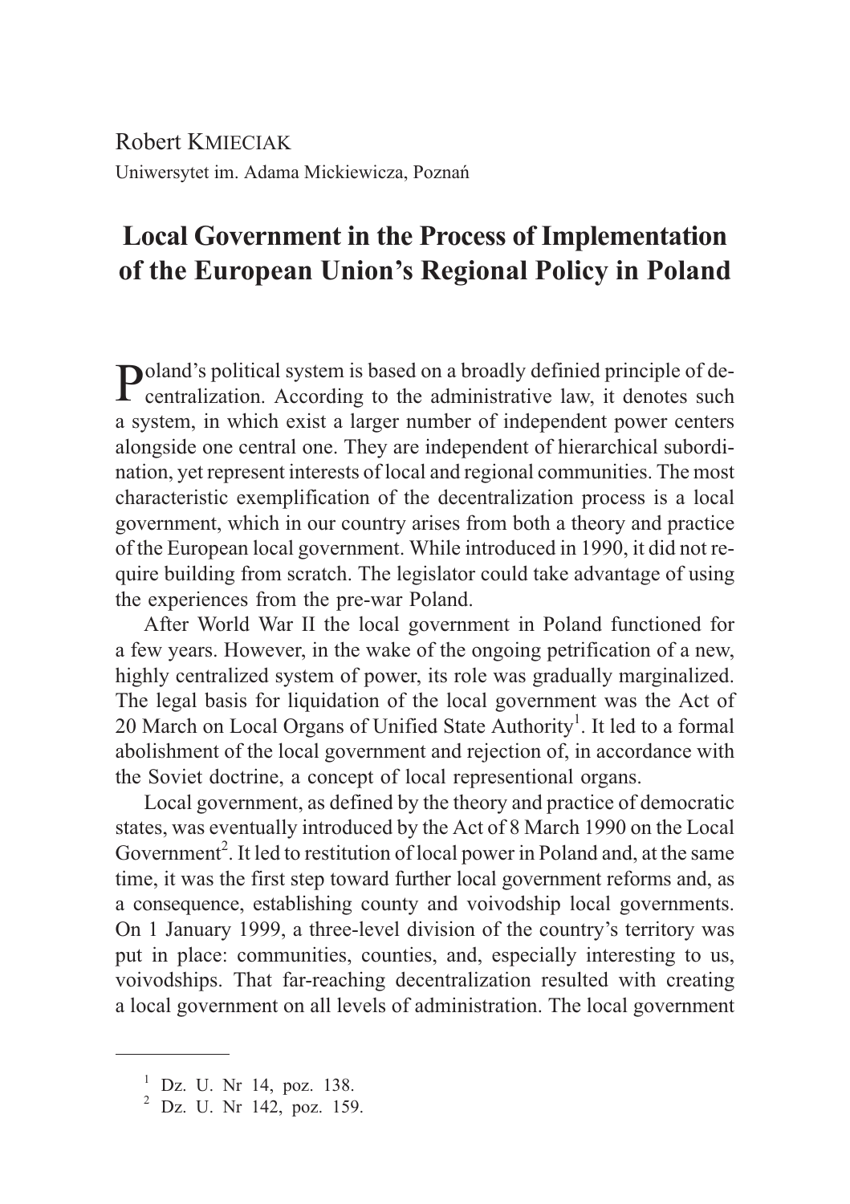Robert KMIECIAK
Uniwersytet im. Adama Mickiewicza, Poznań

# Local Government in the Process of Implementation of the European Union's Regional Policy in Poland

Poland's political system is based on a broadly definied principle of decentralization. According to the administrative law, it denotes such a system, in which exist a larger number of independent power centers alongside one central one. They are independent of hierarchical subordination, yet represent interests of local and regional communities. The most characteristic exemplification of the decentralization process is a local government, which in our country arises from both a theory and practice of the European local government. While introduced in 1990, it did not require building from scratch. The legislator could take advantage of using the experiences from the pre-war Poland.

After World War II the local government in Poland functioned for a few years. However, in the wake of the ongoing petrification of a new, highly centralized system of power, its role was gradually marginalized. The legal basis for liquidation of the local government was the Act of 20 March on Local Organs of Unified State Authority[1]. It led to a formal abolishment of the local government and rejection of, in accordance with the Soviet doctrine, a concept of local represenational organs.

Local government, as defined by the theory and practice of democratic states, was eventually introduced by the Act of 8 March 1990 on the Local Government[2]. It led to restitution of local power in Poland and, at the same time, it was the first step toward further local government reforms and, as a consequence, establishing county and voivodship local governments. On 1 January 1999, a three-level division of the country's territory was put in place: communities, counties, and, especially interesting to us, voivodships. That far-reaching decentralization resulted with creating a local government on all levels of administration. The local government

---

[1] Dz. U. Nr 14, poz. 138.

[2] Dz. U. Nr 142, poz. 159.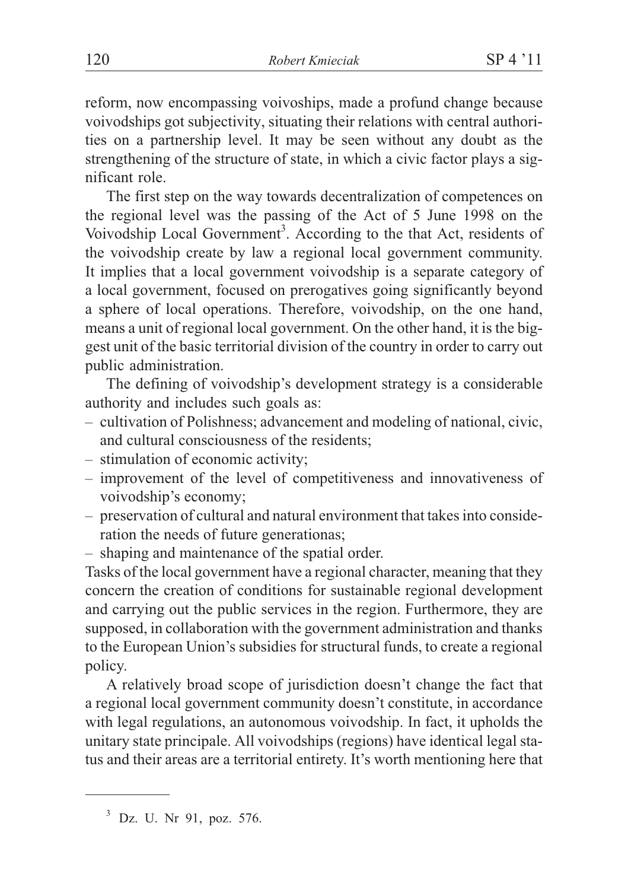reform, now encompassing voivoships, made a profund change because voivodships got subjectivity, situating their relations with central authorities on a partnership level. It may be seen without any doubt as the strengthening of the structure of state, in which a civic factor plays a significant role.

The first step on the way towards decentralization of competences on the regional level was the passing of the Act of 5 June 1998 on the Voivodship Local Government[3]. According to the that Act, residents of the voivodship create by law a regional local government community. It implies that a local government voivodship is a separate category of a local government, focused on prerogatives going significantly beyond a sphere of local operations. Therefore, voivodship, on the one hand, means a unit of regional local government. On the other hand, it is the biggest unit of the basic territorial division of the country in order to carry out public administration.

The defining of voivodship's development strategy is a considerable authority and includes such goals as:

- cultivation of Polishness; advancement and modeling of national, civic, and cultural consciousness of the residents;
- stimulation of economic activity;
- improvement of the level of competitiveness and innovativeness of voivodship's economy;
- preservation of cultural and natural environment that takes into consideration the needs of future generationas;
- shaping and maintenance of the spatial order.

Tasks of the local government have a regional character, meaning that they concern the creation of conditions for sustainable regional development and carrying out the public services in the region. Furthermore, they are supposed, in collaboration with the government administration and thanks to the European Union's subsidies for structural funds, to create a regional policy.

A relatively broad scope of jurisdiction doesn't change the fact that a regional local government community doesn't constitute, in accordance with legal regulations, an autonomous voivodship. In fact, it upholds the unitary state principale. All voivodships (regions) have identical legal status and their areas are a territorial entirety. It's worth mentioning here that

[3] Dz. U. Nr 91, poz. 576.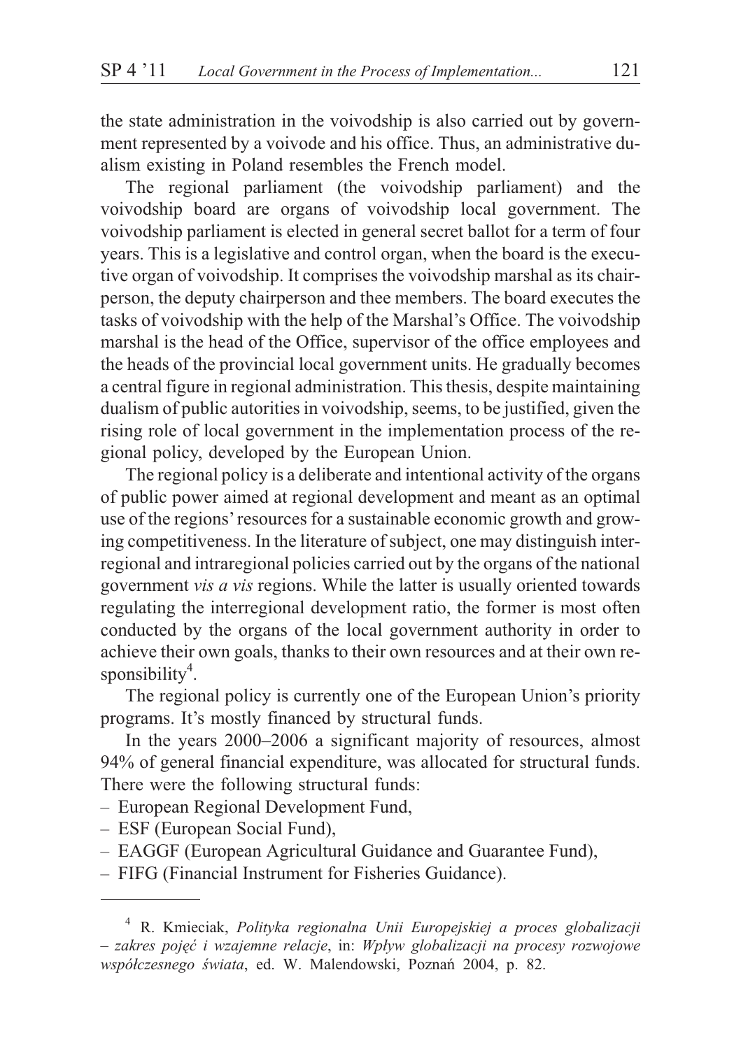the state administration in the voivodship is also carried out by government represented by a voivode and his office. Thus, an administrative dualism existing in Poland resembles the French model.

The regional parliament (the voivodship parliament) and the voivodship board are organs of voivodship local government. The voivodship parliament is elected in general secret ballot for a term of four years. This is a legislative and control organ, when the board is the executive organ of voivodship. It comprises the voivodship marshal as its chairperson, the deputy chairperson and thee members. The board executes the tasks of voivodship with the help of the Marshal's Office. The voivodship marshal is the head of the Office, supervisor of the office employees and the heads of the provincial local government units. He gradually becomes a central figure in regional administration. This thesis, despite maintaining dualism of public autorities in voivodship, seems, to be justified, given the rising role of local government in the implementation process of the regional policy, developed by the European Union.

The regional policy is a deliberate and intentional activity of the organs of public power aimed at regional development and meant as an optimal use of the regions' resources for a sustainable economic growth and growing competitiveness. In the literature of subject, one may distinguish interregional and intraregional policies carried out by the organs of the national government *vis a vis* regions. While the latter is usually oriented towards regulating the interregional development ratio, the former is most often conducted by the organs of the local government authority in order to achieve their own goals, thanks to their own resources and at their own responsibility[4].

The regional policy is currently one of the European Union's priority programs. It's mostly financed by structural funds.

In the years 2000–2006 a significant majority of resources, almost 94% of general financial expenditure, was allocated for structural funds. There were the following structural funds:

- European Regional Development Fund,
- ESF (European Social Fund),
- EAGGF (European Agricultural Guidance and Guarantee Fund),
- FIFG (Financial Instrument for Fisheries Guidance).

---

[4] R. Kmieciak, *Polityka regionalna Unii Europejskiej a proces globalizacji – zakres pojęć i wzajemne relacje*, in: *Wpływ globalizacji na procesy rozwojowe współczesnego świata*, ed. W. Malendowski, Poznań 2004, p. 82.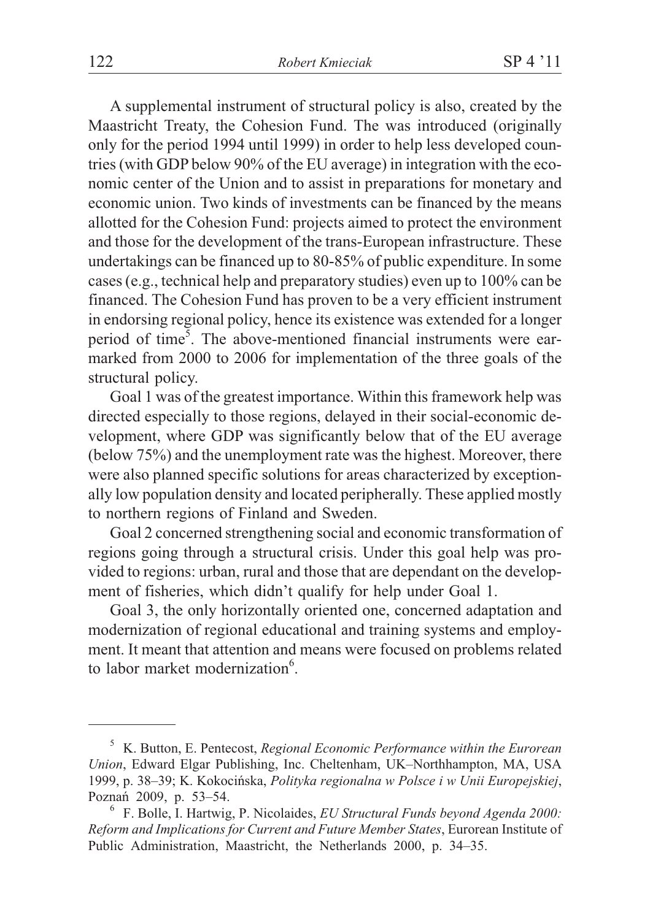A supplemental instrument of structural policy is also, created by the Maastricht Treaty, the Cohesion Fund. The was introduced (originally only for the period 1994 until 1999) in order to help less developed countries (with GDP below 90% of the EU average) in integration with the economic center of the Union and to assist in preparations for monetary and economic union. Two kinds of investments can be financed by the means allotted for the Cohesion Fund: projects aimed to protect the environment and those for the development of the trans-European infrastructure. These undertakings can be financed up to 80-85% of public expenditure. In some cases (e.g., technical help and preparatory studies) even up to 100% can be financed. The Cohesion Fund has proven to be a very efficient instrument in endorsing regional policy, hence its existence was extended for a longer period of time[5]. The above-mentioned financial instruments were earmarked from 2000 to 2006 for implementation of the three goals of the structural policy.

Goal 1 was of the greatest importance. Within this framework help was directed especially to those regions, delayed in their social-economic development, where GDP was significantly below that of the EU average (below 75%) and the unemployment rate was the highest. Moreover, there were also planned specific solutions for areas characterized by exceptionally low population density and located peripherally. These applied mostly to northern regions of Finland and Sweden.

Goal 2 concerned strengthening social and economic transformation of regions going through a structural crisis. Under this goal help was provided to regions: urban, rural and those that are dependant on the development of fisheries, which didn't qualify for help under Goal 1.

Goal 3, the only horizontally oriented one, concerned adaptation and modernization of regional educational and training systems and employment. It meant that attention and means were focused on problems related to labor market modernization[6].

---

[5] K. Button, E. Pentecost, *Regional Economic Performance within the Eurorean Union*, Edward Elgar Publishing, Inc. Cheltenham, UK–Northhampton, MA, USA 1999, p. 38–39; K. Kokocińska, *Polityka regionalna w Polsce i w Unii Europejskiej*, Poznań 2009, p. 53–54.

[6] F. Bolle, I. Hartwig, P. Nicolaides, *EU Structural Funds beyond Agenda 2000: Reform and Implications for Current and Future Member States*, Eurorean Institute of Public Administration, Maastricht, the Netherlands 2000, p. 34–35.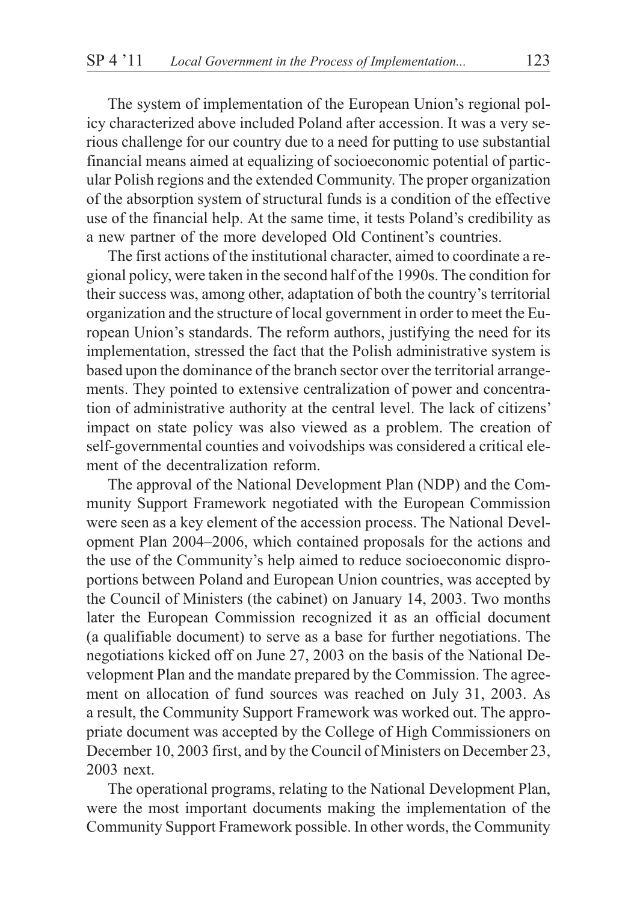The system of implementation of the European Union's regional policy characterized above included Poland after accession. It was a very serious challenge for our country due to a need for putting to use substantial financial means aimed at equalizing of socioeconomic potential of particular Polish regions and the extended Community. The proper organization of the absorption system of structural funds is a condition of the effective use of the financial help. At the same time, it tests Poland's credibility as a new partner of the more developed Old Continent's countries.

The first actions of the institutional character, aimed to coordinate a regional policy, were taken in the second half of the 1990s. The condition for their success was, among other, adaptation of both the country's territorial organization and the structure of local government in order to meet the European Union's standards. The reform authors, justifying the need for its implementation, stressed the fact that the Polish administrative system is based upon the dominance of the branch sector over the territorial arrangements. They pointed to extensive centralization of power and concentration of administrative authority at the central level. The lack of citizens' impact on state policy was also viewed as a problem. The creation of self-governmental counties and voivodships was considered a critical element of the decentralization reform.

The approval of the National Development Plan (NDP) and the Community Support Framework negotiated with the European Commission were seen as a key element of the accession process. The National Development Plan 2004–2006, which contained proposals for the actions and the use of the Community's help aimed to reduce socioeconomic disproportions between Poland and European Union countries, was accepted by the Council of Ministers (the cabinet) on January 14, 2003. Two months later the European Commission recognized it as an official document (a qualifiable document) to serve as a base for further negotiations. The negotiations kicked off on June 27, 2003 on the basis of the National Development Plan and the mandate prepared by the Commission. The agreement on allocation of fund sources was reached on July 31, 2003. As a result, the Community Support Framework was worked out. The appropriate document was accepted by the College of High Commissioners on December 10, 2003 first, and by the Council of Ministers on December 23, 2003 next.

The operational programs, relating to the National Development Plan, were the most important documents making the implementation of the Community Support Framework possible. In other words, the Community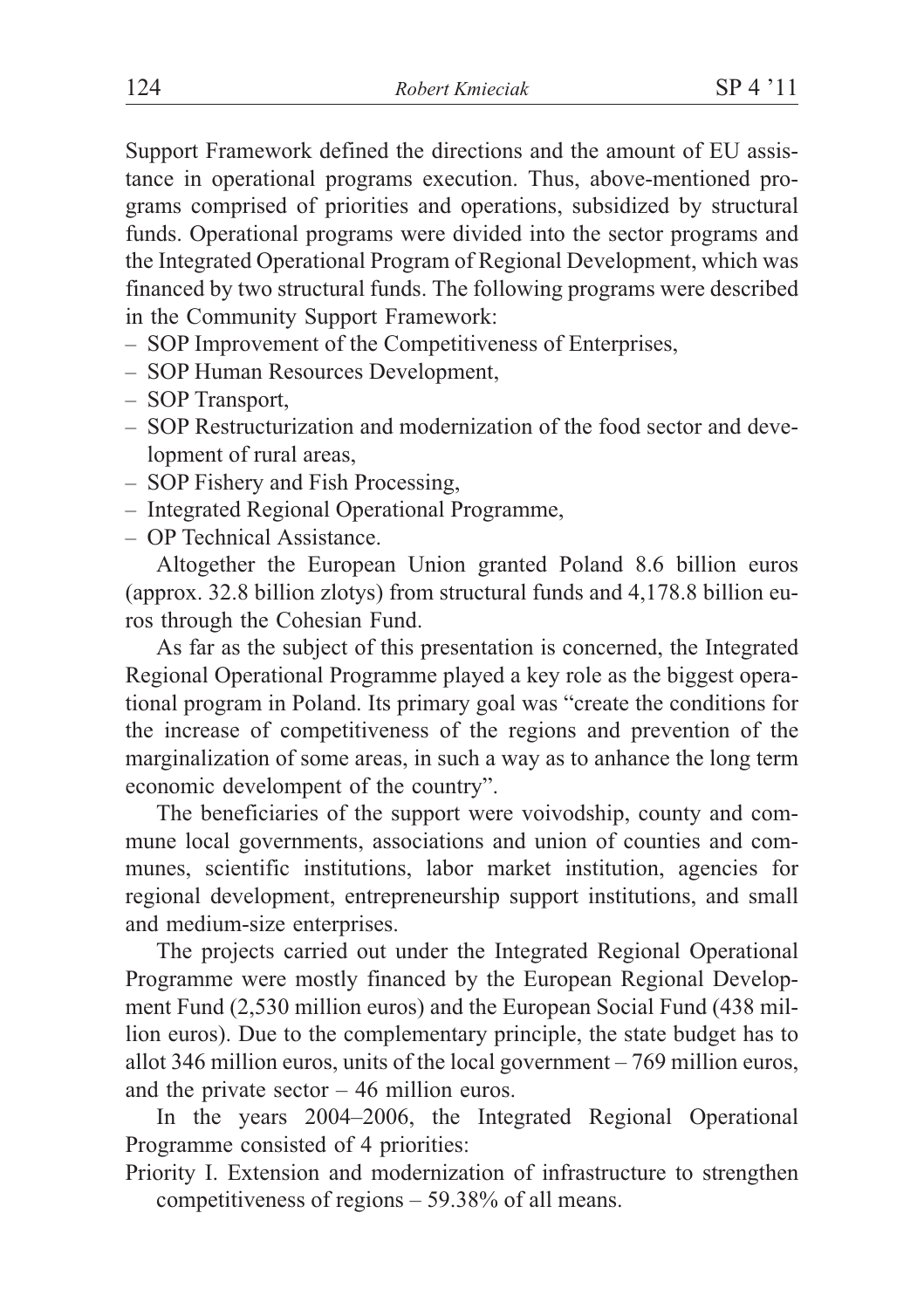Support Framework defined the directions and the amount of EU assistance in operational programs execution. Thus, above-mentioned programs comprised of priorities and operations, subsidized by structural funds. Operational programs were divided into the sector programs and the Integrated Operational Program of Regional Development, which was financed by two structural funds. The following programs were described in the Community Support Framework:

- SOP Improvement of the Competitiveness of Enterprises,
- SOP Human Resources Development,
- SOP Transport,
- SOP Restructurization and modernization of the food sector and development of rural areas,
- SOP Fishery and Fish Processing,
- Integrated Regional Operational Programme,
- OP Technical Assistance.

Altogether the European Union granted Poland 8.6 billion euros (approx. 32.8 billion zlotys) from structural funds and 4,178.8 billion euros through the Cohesian Fund.

As far as the subject of this presentation is concerned, the Integrated Regional Operational Programme played a key role as the biggest operational program in Poland. Its primary goal was "create the conditions for the increase of competitiveness of the regions and prevention of the marginalization of some areas, in such a way as to anhance the long term economic developent of the country".

The beneficiaries of the support were voivodship, county and commune local governments, associations and union of counties and communes, scientific institutions, labor market institution, agencies for regional development, entrepreneurship support institutions, and small and medium-size enterprises.

The projects carried out under the Integrated Regional Operational Programme were mostly financed by the European Regional Development Fund (2,530 million euros) and the European Social Fund (438 million euros). Due to the complementary principle, the state budget has to allot 346 million euros, units of the local government – 769 million euros, and the private sector – 46 million euros.

In the years 2004–2006, the Integrated Regional Operational Programme consisted of 4 priorities:

Priority I. Extension and modernization of infrastructure to strengthen competitiveness of regions – 59.38% of all means.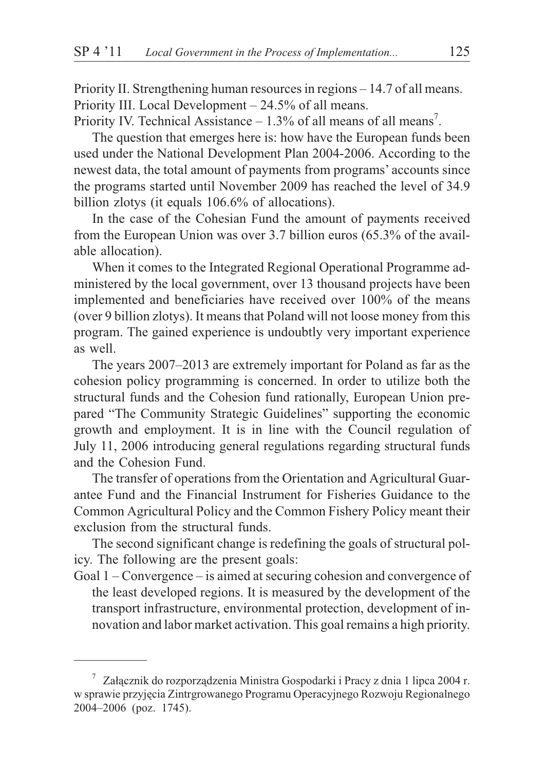Priority II. Strengthening human resources in regions – 14.7 of all means.  
Priority III. Local Development – 24.5% of all means.  
Priority IV. Technical Assistance – 1.3% of all means of all means[7].

The question that emerges here is: how have the European funds been used under the National Development Plan 2004-2006. According to the newest data, the total amount of payments from programs' accounts since the programs started until November 2009 has reached the level of 34.9 billion zlotys (it equals 106.6% of allocations).

In the case of the Cohesian Fund the amount of payments received from the European Union was over 3.7 billion euros (65.3% of the available allocation).

When it comes to the Integrated Regional Operational Programme administered by the local government, over 13 thousand projects have been implemented and beneficiaries have received over 100% of the means (over 9 billion zlotys). It means that Poland will not loose money from this program. The gained experience is undoubtly very important experience as well.

The years 2007–2013 are extremely important for Poland as far as the cohesion policy programming is concerned. In order to utilize both the structural funds and the Cohesion fund rationally, European Union prepared "The Community Strategic Guidelines" supporting the economic growth and employment. It is in line with the Council regulation of July 11, 2006 introducing general regulations regarding structural funds and the Cohesion Fund.

The transfer of operations from the Orientation and Agricultural Guarantee Fund and the Financial Instrument for Fisheries Guidance to the Common Agricultural Policy and the Common Fishery Policy meant their exclusion from the structural funds.

The second significant change is redefining the goals of structural policy. The following are the present goals:

Goal 1 – Convergence – is aimed at securing cohesion and convergence of the least developed regions. It is measured by the development of the transport infrastructure, environmental protection, development of innovation and labor market activation. This goal remains a high priority.

---

[7] Załącznik do rozporządzenia Ministra Gospodarki i Pracy z dnia 1 lipca 2004 r. w sprawie przyjęcia Zintrgrowanego Programu Operacyjnego Rozwoju Regionalnego 2004–2006 (poz. 1745).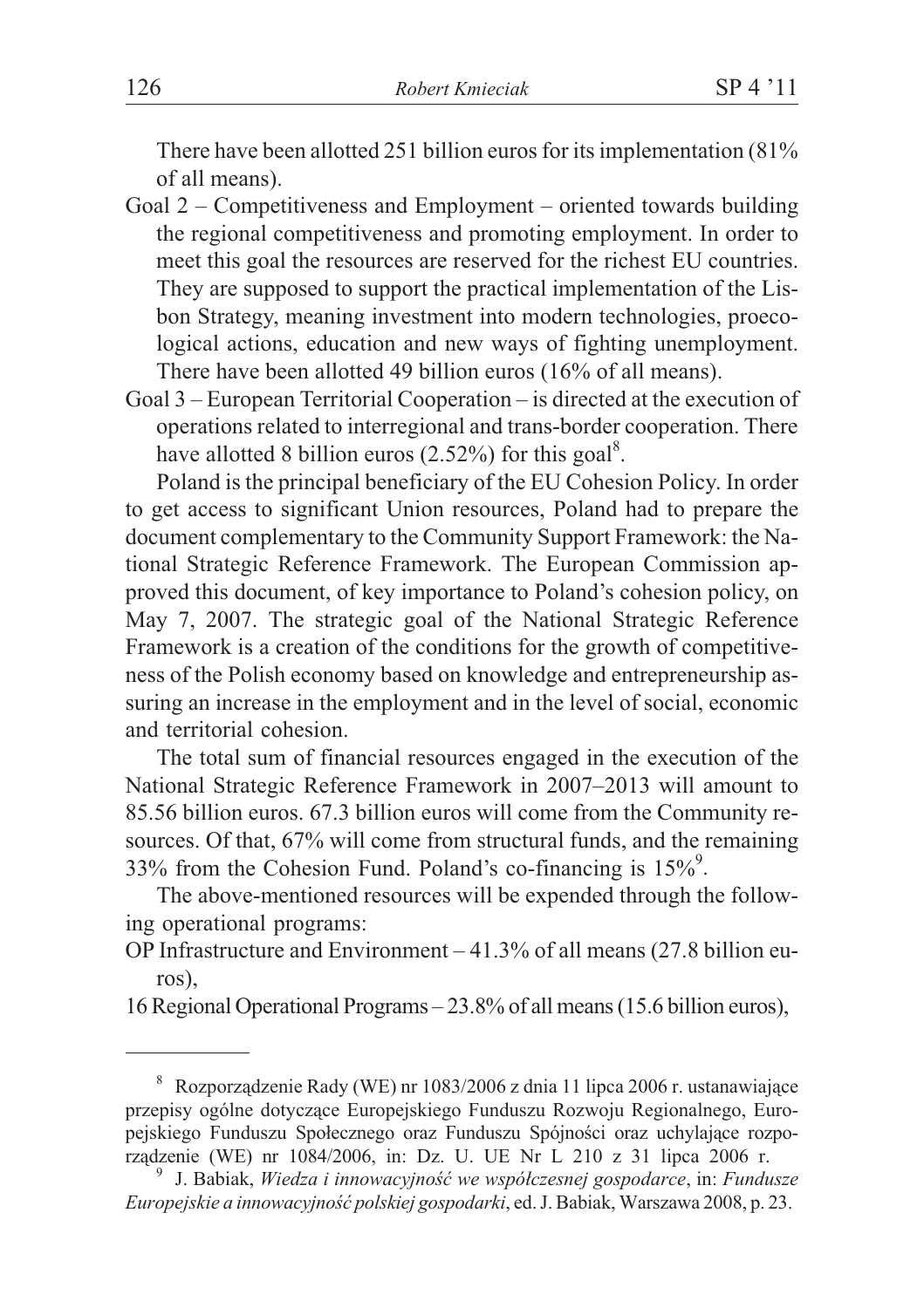There have been allotted 251 billion euros for its implementation (81% of all means).

Goal 2 – Competitiveness and Employment – oriented towards building the regional competitiveness and promoting employment. In order to meet this goal the resources are reserved for the richest EU countries. They are supposed to support the practical implementation of the Lisbon Strategy, meaning investment into modern technologies, proecological actions, education and new ways of fighting unemployment. There have been allotted 49 billion euros (16% of all means).

Goal 3 – European Territorial Cooperation – is directed at the execution of operations related to interregional and trans-border cooperation. There have allotted 8 billion euros (2.52%) for this goal[8].

Poland is the principal beneficiary of the EU Cohesion Policy. In order to get access to significant Union resources, Poland had to prepare the document complementary to the Community Support Framework: the National Strategic Reference Framework. The European Commission approved this document, of key importance to Poland's cohesion policy, on May 7, 2007. The strategic goal of the National Strategic Reference Framework is a creation of the conditions for the growth of competitiveness of the Polish economy based on knowledge and entrepreneurship assuring an increase in the employment and in the level of social, economic and territorial cohesion.

The total sum of financial resources engaged in the execution of the National Strategic Reference Framework in 2007–2013 will amount to 85.56 billion euros. 67.3 billion euros will come from the Community resources. Of that, 67% will come from structural funds, and the remaining 33% from the Cohesion Fund. Poland's co-financing is 15%[9].

The above-mentioned resources will be expended through the following operational programs:

OP Infrastructure and Environment – 41.3% of all means (27.8 billion euros),

16 Regional Operational Programs – 23.8% of all means (15.6 billion euros),

---

[8] Rozporządzenie Rady (WE) nr 1083/2006 z dnia 11 lipca 2006 r. ustanawiające przepisy ogólne dotyczące Europejskiego Funduszu Rozwoju Regionalnego, Europejskiego Funduszu Społecznego oraz Funduszu Spójności oraz uchylające rozporządzenie (WE) nr 1084/2006, in: Dz. U. UE Nr L 210 z 31 lipca 2006 r.

[9] J. Babiak, *Wiedza i innowacyjność we współczesnej gospodarce*, in: *Fundusze Europejskie a innowacyjność polskiej gospodarki*, ed. J. Babiak, Warszawa 2008, p. 23.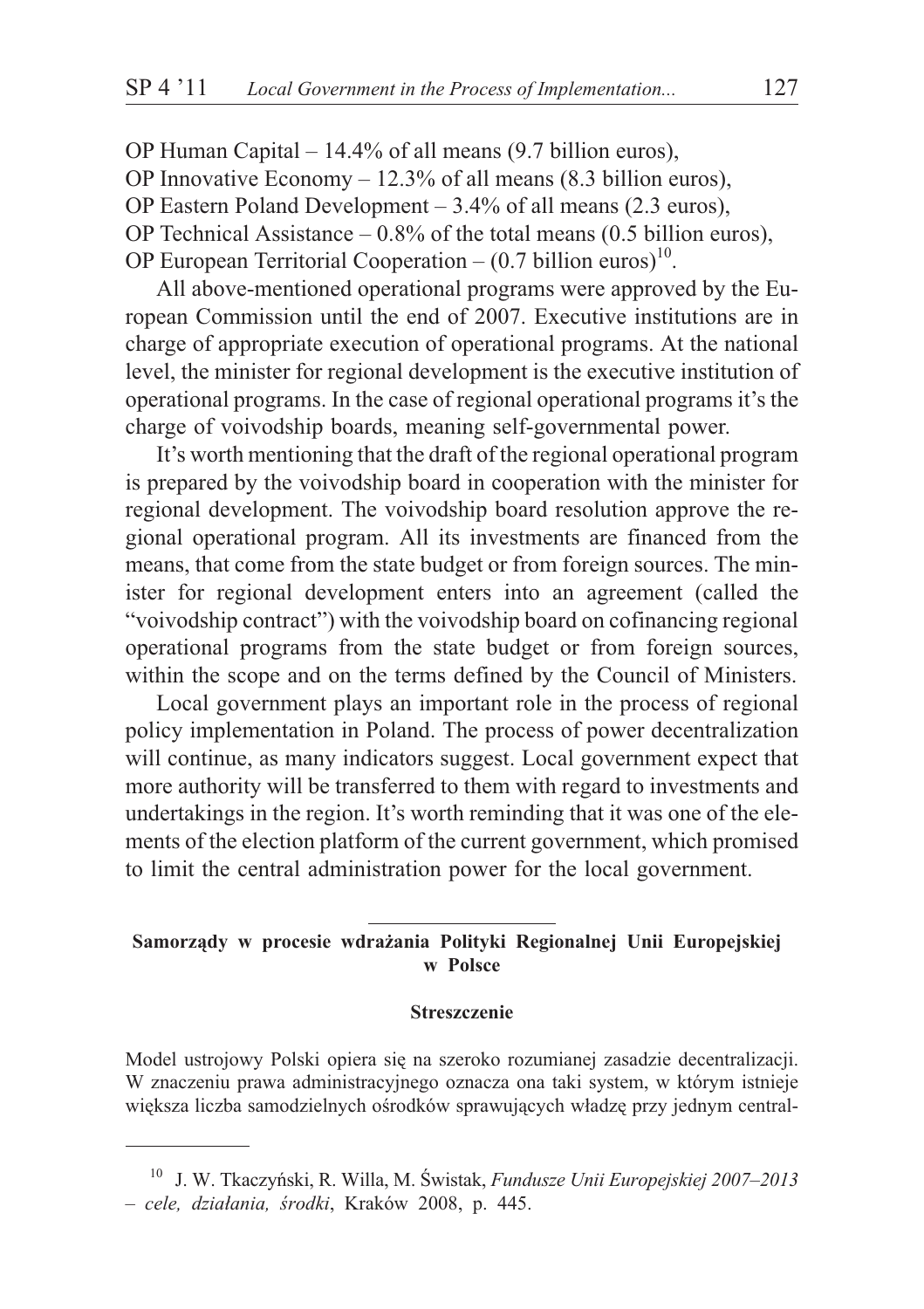OP Human Capital – 14.4% of all means (9.7 billion euros),
OP Innovative Economy – 12.3% of all means (8.3 billion euros),
OP Eastern Poland Development – 3.4% of all means (2.3 euros),
OP Technical Assistance – 0.8% of the total means (0.5 billion euros),
OP European Territorial Cooperation – (0.7 billion euros)[10].

All above-mentioned operational programs were approved by the European Commission until the end of 2007. Executive institutions are in charge of appropriate execution of operational programs. At the national level, the minister for regional development is the executive institution of operational programs. In the case of regional operational programs it's the charge of voivodship boards, meaning self-governmental power.

It's worth mentioning that the draft of the regional operational program is prepared by the voivodship board in cooperation with the minister for regional development. The voivodship board resolution approve the regional operational program. All its investments are financed from the means, that come from the state budget or from foreign sources. The minister for regional development enters into an agreement (called the "voivodship contract") with the voivodship board on cofinancing regional operational programs from the state budget or from foreign sources, within the scope and on the terms defined by the Council of Ministers.

Local government plays an important role in the process of regional policy implementation in Poland. The process of power decentralization will continue, as many indicators suggest. Local government expect that more authority will be transferred to them with regard to investments and undertakings in the region. It's worth reminding that it was one of the elements of the election platform of the current government, which promised to limit the central administration power for the local government.

---

**Samorządy w procesie wdrażania Polityki Regionalnej Unii Europejskiej w Polsce**

**Streszczenie**

Model ustrojowy Polski opiera się na szeroko rozumianej zasadzie decentralizacji. W znaczeniu prawa administracyjnego oznacza ona taki system, w którym istnieje większa liczba samodzielnych ośrodków sprawujących władzę przy jednym central-

---

[10] J. W. Tkaczyński, R. Willa, M. Świstak, *Fundusze Unii Europejskiej 2007–2013 – cele, działania, środki*, Kraków 2008, p. 445.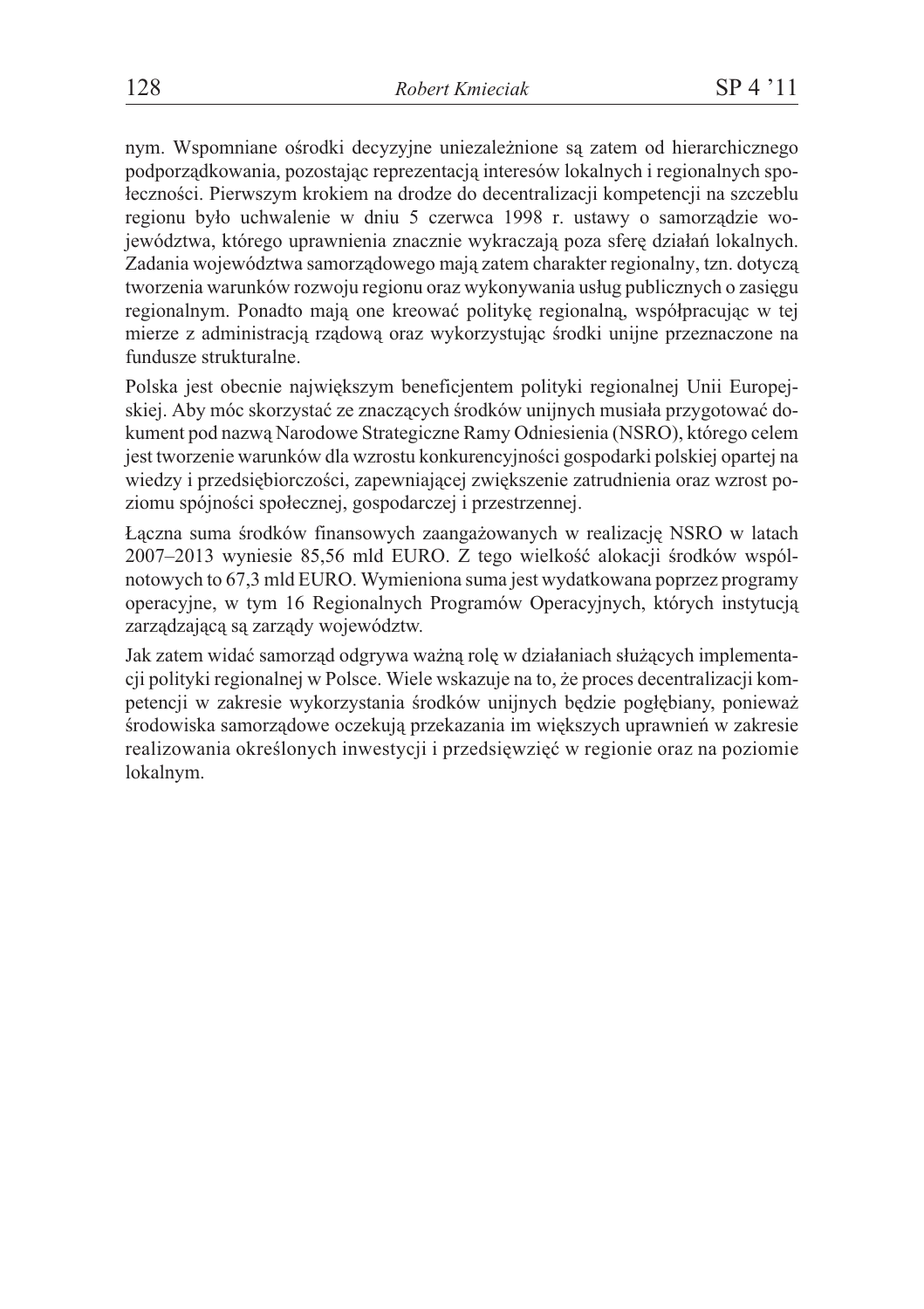nym. Wspomniane ośrodki decyzyjne uniezależnione są zatem od hierarchicznego podporządkowania, pozostając reprezentacją interesów lokalnych i regionalnych społeczności. Pierwszym krokiem na drodze do decentralizacji kompetencji na szczeblu regionu było uchwalenie w dniu 5 czerwca 1998 r. ustawy o samorządzie województwa, którego uprawnienia znacznie wykraczają poza sferę działań lokalnych. Zadania województwa samorządowego mają zatem charakter regionalny, tzn. dotyczą tworzenia warunków rozwoju regionu oraz wykonywania usług publicznych o zasięgu regionalnym. Ponadto mają one kreować politykę regionalną, współpracując w tej mierze z administracją rządową oraz wykorzystując środki unijne przeznaczone na fundusze strukturalne.

Polska jest obecnie największym beneficjentem polityki regionalnej Unii Europejskiej. Aby móc skorzystać ze znaczących środków unijnych musiała przygotować dokument pod nazwą Narodowe Strategiczne Ramy Odniesienia (NSRO), którego celem jest tworzenie warunków dla wzrostu konkurencyjności gospodarki polskiej opartej na wiedzy i przedsiębiorczości, zapewniającej zwiększenie zatrudnienia oraz wzrost poziomu spójności społecznej, gospodarczej i przestrzennej.

Łączna suma środków finansowych zaangażowanych w realizację NSRO w latach 2007–2013 wyniesie 85,56 mld EURO. Z tego wielkość alokacji środków wspólnotowych to 67,3 mld EURO. Wymieniona suma jest wydatkowana poprzez programy operacyjne, w tym 16 Regionalnych Programów Operacyjnych, których instytucją zarządzającą są zarządy województw.

Jak zatem widać samorząd odgrywa ważną rolę w działaniach służących implementacji polityki regionalnej w Polsce. Wiele wskazuje na to, że proces decentralizacji kompetencji w zakresie wykorzystania środków unijnych będzie pogłębiany, ponieważ środowiska samorządowe oczekują przekazania im większych uprawnień w zakresie realizowania określonych inwestycji i przedsięwzięć w regionie oraz na poziomie lokalnym.